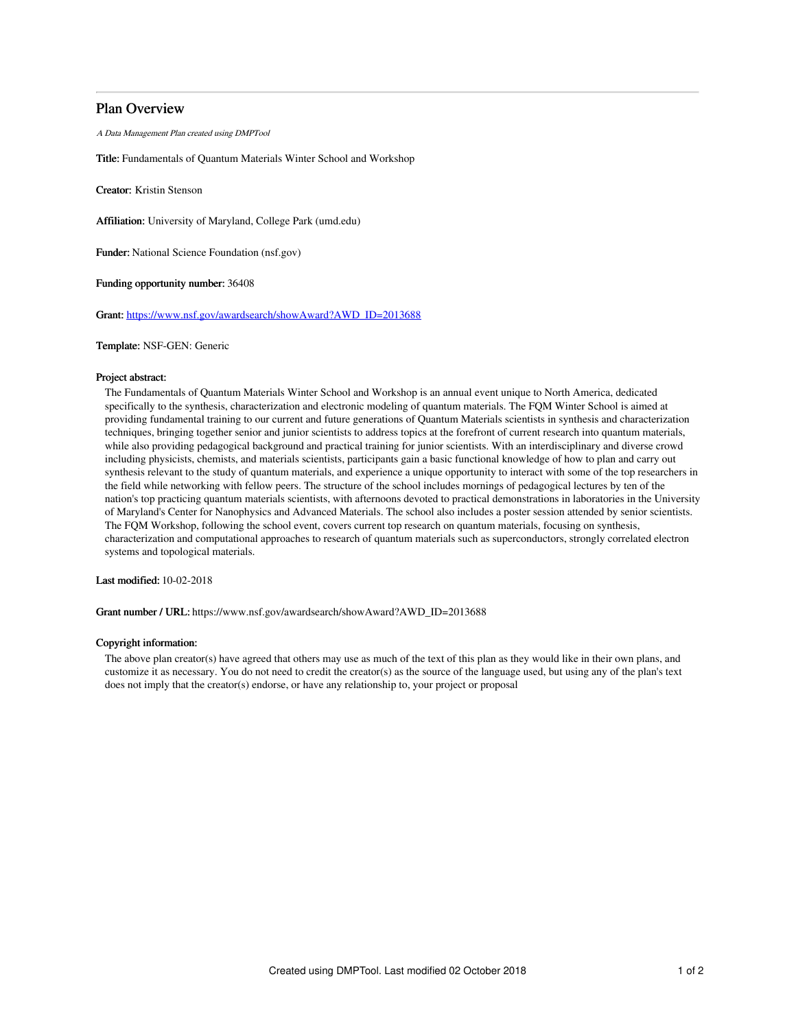# Plan Overview

*A Data Management Plan created using DMPTool*

**Title:** Fundamentals of Quantum Materials Winter School and Workshop

**Creator:** Kristin Stenson

**Affiliation:** University of Maryland, College Park (umd.edu)

**Funder:** National Science Foundation (nsf.gov)

**Funding opportunity number:** 36408

**Grant:** https://www.nsf.gov/awardsearch/showAward?AWD_ID=2013688

**Template:** NSF-GEN: Generic

**Project abstract:**

The Fundamentals of Quantum Materials Winter School and Workshop is an annual event unique to North America, dedicated specifically to the synthesis, characterization and electronic modeling of quantum materials. The FQM Winter School is aimed at providing fundamental training to our current and future generations of Quantum Materials scientists in synthesis and characterization techniques, bringing together senior and junior scientists to address topics at the forefront of current research into quantum materials, while also providing pedagogical background and practical training for junior scientists. With an interdisciplinary and diverse crowd including physicists, chemists, and materials scientists, participants gain a basic functional knowledge of how to plan and carry out synthesis relevant to the study of quantum materials, and experience a unique opportunity to interact with some of the top researchers in the field while networking with fellow peers. The structure of the school includes mornings of pedagogical lectures by ten of the nation's top practicing quantum materials scientists, with afternoons devoted to practical demonstrations in laboratories in the University of Maryland's Center for Nanophysics and Advanced Materials. The school also includes a poster session attended by senior scientists. The FQM Workshop, following the school event, covers current top research on quantum materials, focusing on synthesis, characterization and computational approaches to research of quantum materials such as superconductors, strongly correlated electron systems and topological materials.

**Last modified:** 10-02-2018

**Grant number / URL:** https://www.nsf.gov/awardsearch/showAward?AWD_ID=2013688

**Copyright information:**

The above plan creator(s) have agreed that others may use as much of the text of this plan as they would like in their own plans, and customize it as necessary. You do not need to credit the creator(s) as the source of the language used, but using any of the plan's text does not imply that the creator(s) endorse, or have any relationship to, your project or proposal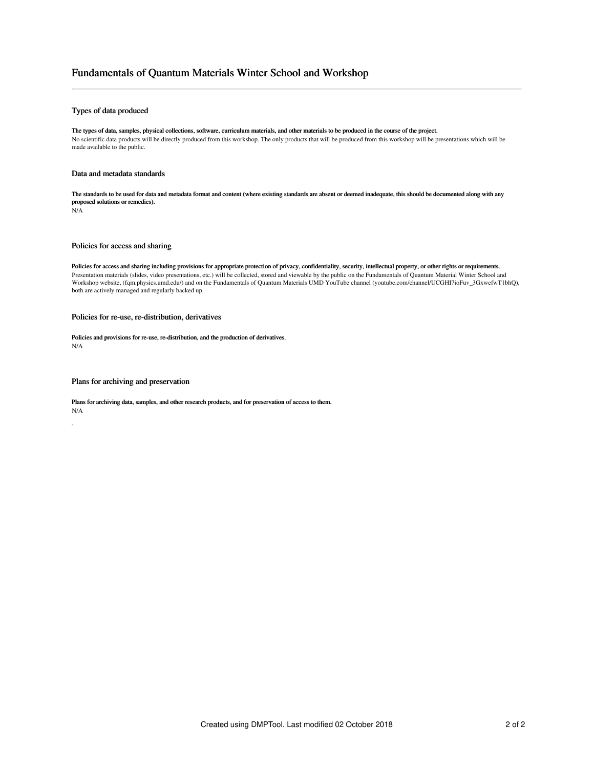# Fundamentals of Quantum Materials Winter School and Workshop

## Types of data produced

**The types of data, samples, physical collections, software, curriculum materials, and other materials to be produced in the course of the project.**

No scientific data products will be directly produced from this workshop. The only products that will be produced from this workshop will be presentations which will be made available to the public.

## Data and metadata standards

**The standards to be used for data and metadata format and content (where existing standards are absent or deemed inadequate, this should be documented along with any proposed solutions or remedies).**

N/A

## Policies for access and sharing

**Policies for access and sharing including provisions for appropriate protection of privacy, confidentiality, security, intellectual property, or other rights or requirements.**

Presentation materials (slides, video presentations, etc.) will be collected, stored and viewable by the public on the Fundamentals of Quantum Material Winter School and Workshop website, (fqm.physics.umd.edu/) and on the Fundamentals of Quantum Materials UMD YouTube channel (youtube.com/channel/UCGHI7ioFuv_3GxwefwT1bhQ), both are actively managed and regularly backed up.

## Policies for re-use, re-distribution, derivatives

**Policies and provisions for re-use, re-distribution, and the production of derivatives.**

N/A

## Plans for archiving and preservation

**Plans for archiving data, samples, and other research products, and for preservation of access to them.**

N/A

Created using DMPTool. Last modified 02 October 2018